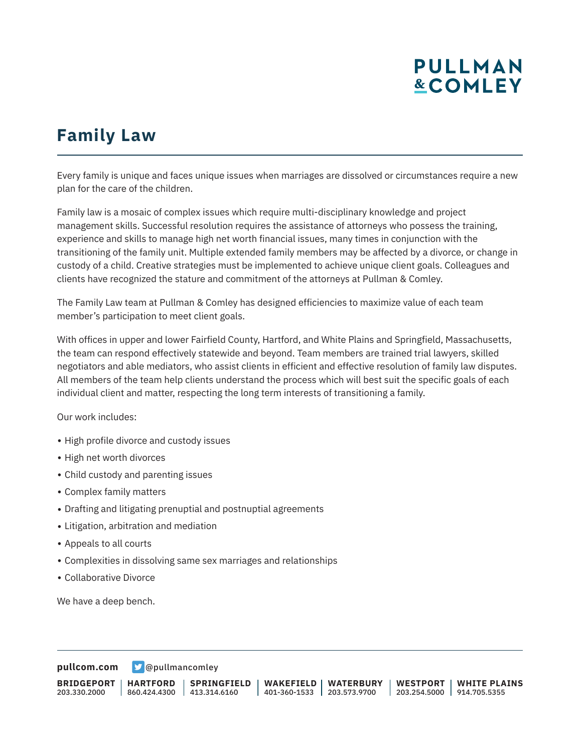# Family Law

Every family is unique and faces unique issues when marriages are dissolved or circumstances require a new plan for the care of the children.

Family law is a mosaic of complex issues which require multi-disciplinary knowledge and project management skills. Successful resolution requires the assistance of attorneys who possess the training, experience and skills to manage high net worth financial issues, many times in conjunction with the transitioning of the family unit. Multiple extended family members may be affected by a divorce, or change in custody of a child. Creative strategies must be implemented to achieve unique client goals. Colleagues and clients have recognized the stature and commitment of the attorneys at Pullman & Comley.

The Family Law team at Pullman & Comley has designed efficiencies to maximize value of each team member's participation to meet client goals.

With offices in upper and lower Fairfield County, Hartford, and White Plains and Springfield, Massachusetts, the team can respond effectively statewide and beyond. Team members are trained trial lawyers, skilled negotiators and able mediators, who assist clients in efficient and effective resolution of family law disputes. All members of the team help clients understand the process which will best suit the specific goals of each individual client and matter, respecting the long term interests of transitioning a family.

Our work includes:

- High profile divorce and custody issues
- High net worth divorces
- Child custody and parenting issues
- Complex family matters
- Drafting and litigating prenuptial and postnuptial agreements
- Litigation, arbitration and mediation
- Appeals to all courts
- Complexities in dissolving same sex marriages and relationships
- Collaborative Divorce

We have a deep bench.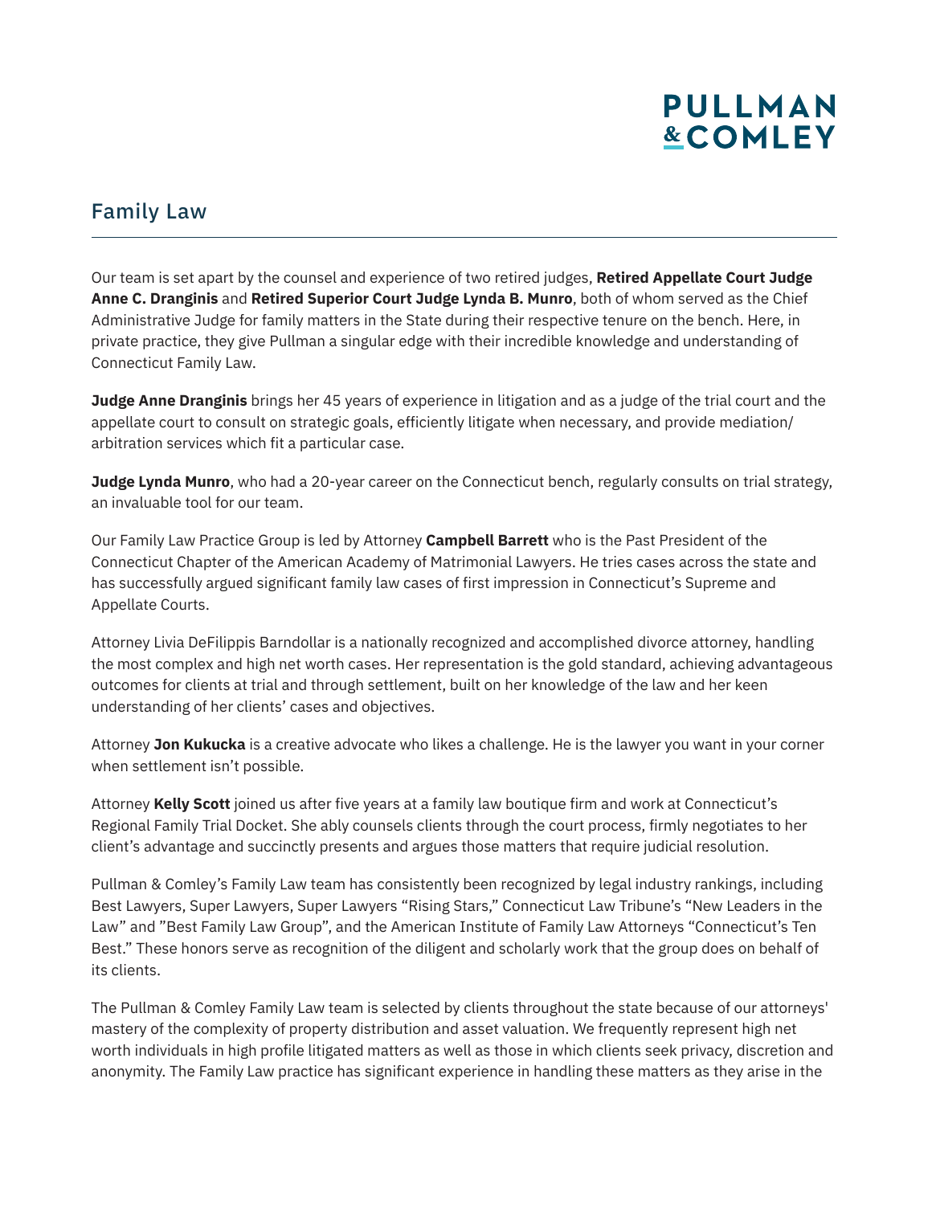## Family Law

Our team is set apart by the counsel and experience of two retired judges, **Retired Appellate Court Judge Anne C. Dranginis** and **Retired Superior Court Judge Lynda B. Munro**, both of whom served as the Chief Administrative Judge for family matters in the State during their respective tenure on the bench. Here, in private practice, they give Pullman a singular edge with their incredible knowledge and understanding of Connecticut Family Law.

**Judge Anne Dranginis** brings her 45 years of experience in litigation and as a judge of the trial court and the appellate court to consult on strategic goals, efficiently litigate when necessary, and provide mediation/ arbitration services which fit a particular case.

**Judge Lynda Munro**, who had a 20-year career on the Connecticut bench, regularly consults on trial strategy, an invaluable tool for our team.

Our Family Law Practice Group is led by Attorney **Campbell Barrett** who is the Past President of the Connecticut Chapter of the American Academy of Matrimonial Lawyers. He tries cases across the state and has successfully argued significant family law cases of first impression in Connecticut's Supreme and Appellate Courts.

Attorney Livia DeFilippis Barndollar is a nationally recognized and accomplished divorce attorney, handling the most complex and high net worth cases. Her representation is the gold standard, achieving advantageous outcomes for clients at trial and through settlement, built on her knowledge of the law and her keen understanding of her clients' cases and objectives.

Attorney **Jon Kukucka** is a creative advocate who likes a challenge. He is the lawyer you want in your corner when settlement isn't possible.

Attorney **Kelly Scott** joined us after five years at a family law boutique firm and work at Connecticut's Regional Family Trial Docket. She ably counsels clients through the court process, firmly negotiates to her client's advantage and succinctly presents and argues those matters that require judicial resolution.

Pullman & Comley's Family Law team has consistently been recognized by legal industry rankings, including Best Lawyers, Super Lawyers, Super Lawyers "Rising Stars," Connecticut Law Tribune's "New Leaders in the Law" and "Best Family Law Group", and the American Institute of Family Law Attorneys "Connecticut's Ten Best." These honors serve as recognition of the diligent and scholarly work that the group does on behalf of its clients.

The Pullman & Comley Family Law team is selected by clients throughout the state because of our attorneys' mastery of the complexity of property distribution and asset valuation. We frequently represent high net worth individuals in high profile litigated matters as well as those in which clients seek privacy, discretion and anonymity. The Family Law practice has significant experience in handling these matters as they arise in the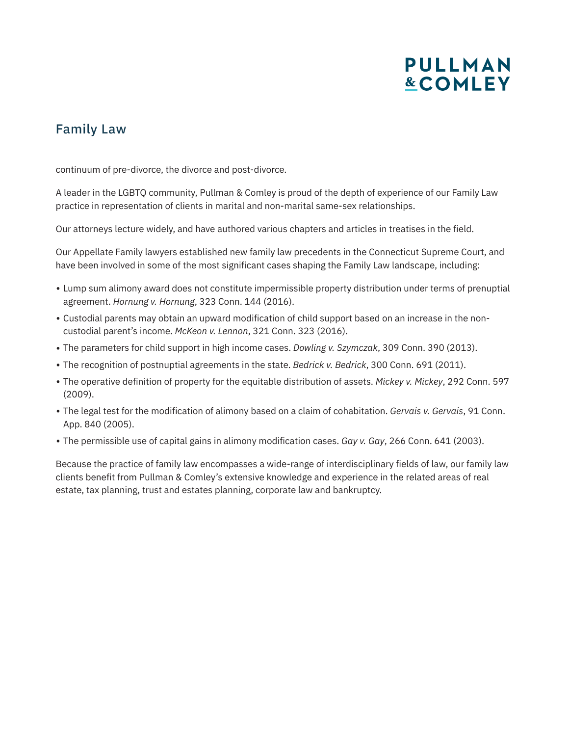## Family Law

continuum of pre-divorce, the divorce and post-divorce.

A leader in the LGBTQ community, Pullman & Comley is proud of the depth of experience of our Family Law practice in representation of clients in marital and non-marital same-sex relationships.

Our attorneys lecture widely, and have authored various chapters and articles in treatises in the field.

Our Appellate Family lawyers established new family law precedents in the Connecticut Supreme Court, and have been involved in some of the most significant cases shaping the Family Law landscape, including:

- Lump sum alimony award does not constitute impermissible property distribution under terms of prenuptial agreement. *Hornung v. Hornung*, 323 Conn. 144 (2016).
- Custodial parents may obtain an upward modification of child support based on an increase in the non-custodial parent's income. *McKeon v. Lennon*, 321 Conn. 323 (2016).
- The parameters for child support in high income cases. *Dowling v. Szymczak*, 309 Conn. 390 (2013).
- The recognition of postnuptial agreements in the state. *Bedrick v. Bedrick*, 300 Conn. 691 (2011).
- The operative definition of property for the equitable distribution of assets. *Mickey v. Mickey*, 292 Conn. 597 (2009).
- The legal test for the modification of alimony based on a claim of cohabitation. *Gervais v. Gervais*, 91 Conn. App. 840 (2005).
- The permissible use of capital gains in alimony modification cases. *Gay v. Gay*, 266 Conn. 641 (2003).

Because the practice of family law encompasses a wide-range of interdisciplinary fields of law, our family law clients benefit from Pullman & Comley's extensive knowledge and experience in the related areas of real estate, tax planning, trust and estates planning, corporate law and bankruptcy.